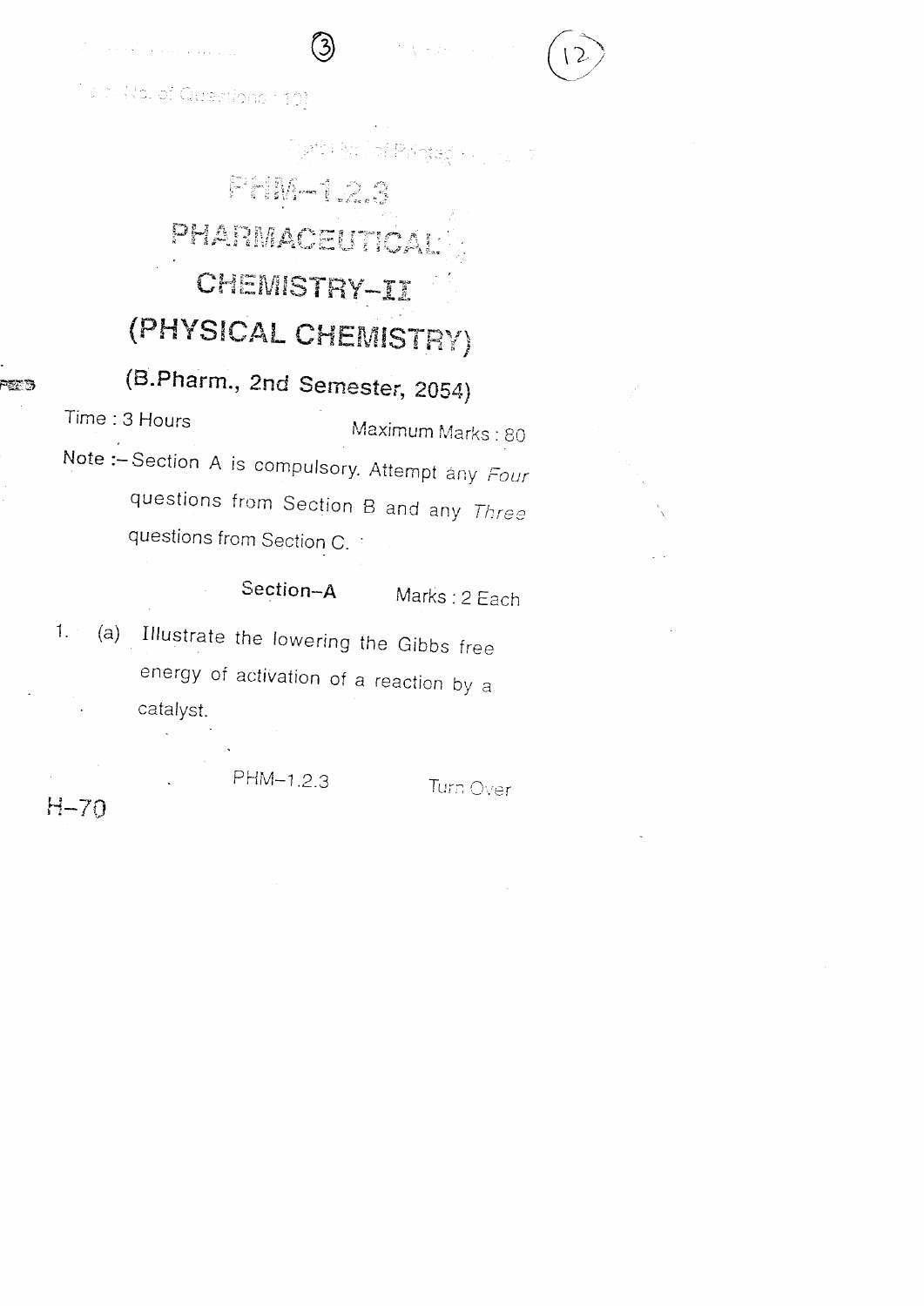No. of Questions : 10]

[Total No. of Printed Pages : 7

# PHM–1.2.3

# PHARMACEUTICAL CHEMISTRY–II (PHYSICAL CHEMISTRY)

## (B.Pharm., 2nd Semester, 2054)

Time : 3 Hours

Maximum Marks : 80

**Note :–** Section A is compulsory. Attempt any *Four* questions from Section B and any *Three* questions from Section C.

### Section–A

Marks : 2 Each

1. (a) Illustrate the lowering the Gibbs free energy of activation of a reaction by a catalyst.

PHM–1.2.3

Turn Over

H–70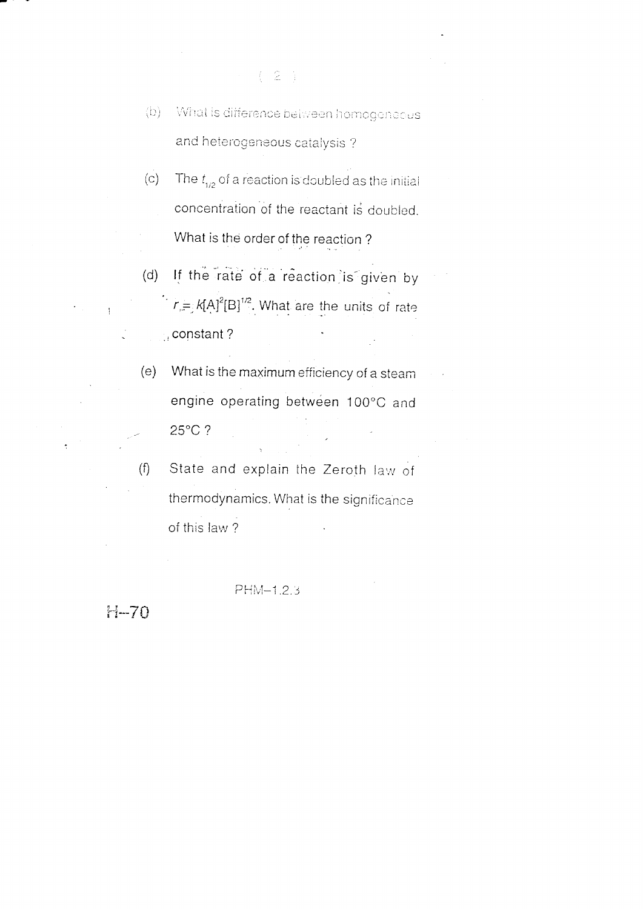(b) What is difference between homogeneous and heterogeneous catalysis ?

(c) The $t_{1/2}$ of a reaction is doubled as the initial concentration of the reactant is doubled. What is the order of the reaction ?

(d) If the rate of a reaction is given by $r = k[A]^2[B]^{1/2}$. What are the units of rate constant ?

(e) What is the maximum efficiency of a steam engine operating between 100°C and 25°C ?

(f) State and explain the Zeroth law of thermodynamics. What is the significance of this law ?

PHM–1.2.3

H–70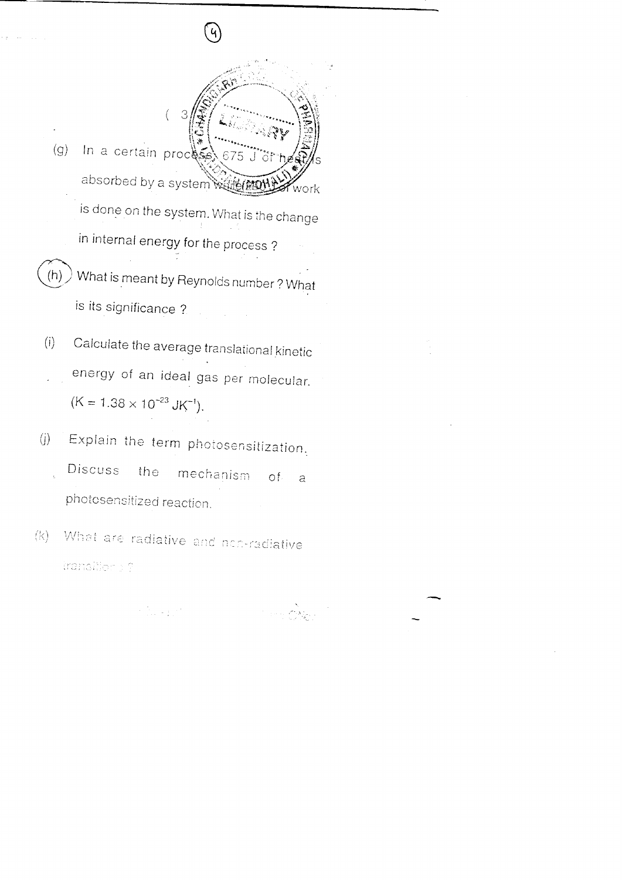( 3 )

(g) In a certain process 675 J of heat is absorbed by a system while ... of work is done on the system. What is the change in internal energy for the process ?

(h) What is meant by Reynolds number ? What is its significance ?

(i) Calculate the average translational kinetic energy of an ideal gas per molecular. ($K = 1.38 \times 10^{-23}$ $JK^{-1}$).

(j) Explain the term photosensitization. Discuss the mechanism of a photosensitized reaction.

(k) What are radiative and non-radiative transitions ?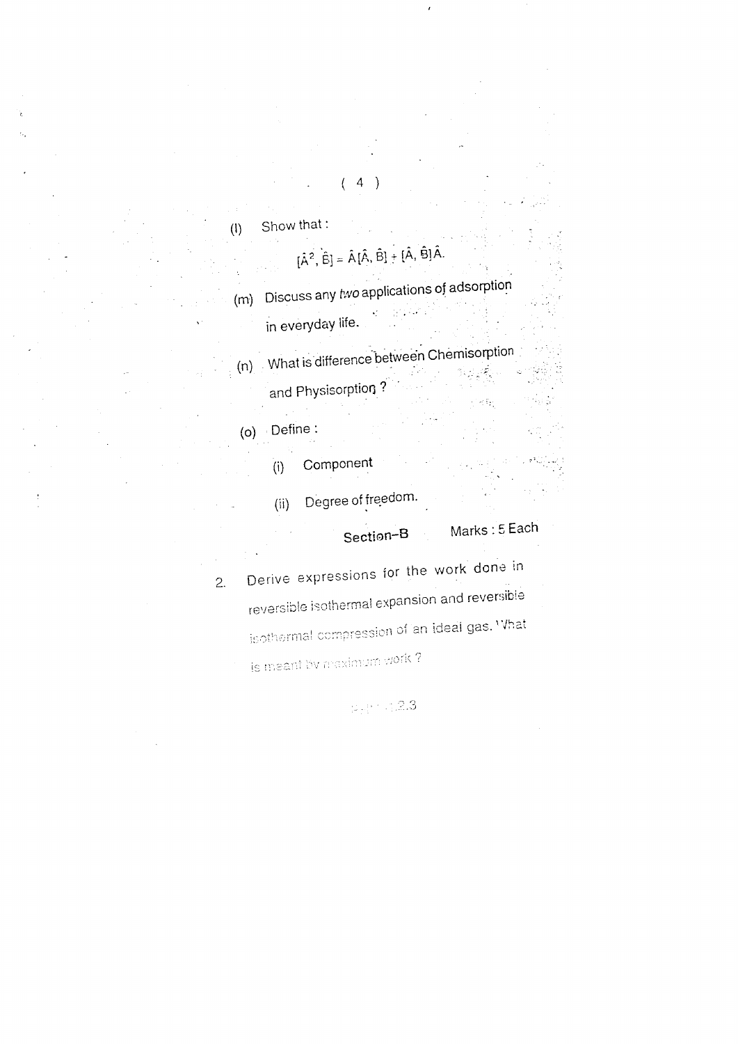(l) Show that :

$$[\hat{A}^2, \hat{B}] = \hat{A}[\hat{A}, \hat{B}] + [\hat{A}, \hat{B}]\hat{A}.$$

(m) Discuss any *two* applications of adsorption in everyday life.

(n) What is difference between Chemisorption and Physisorption ?

(o) Define :

(i) Component

(ii) Degree of freedom.

## Section–B

Marks : 5 Each

2. Derive expressions for the work done in reversible isothermal expansion and reversible isothermal compression of an ideal gas. What is meant by maximum work ?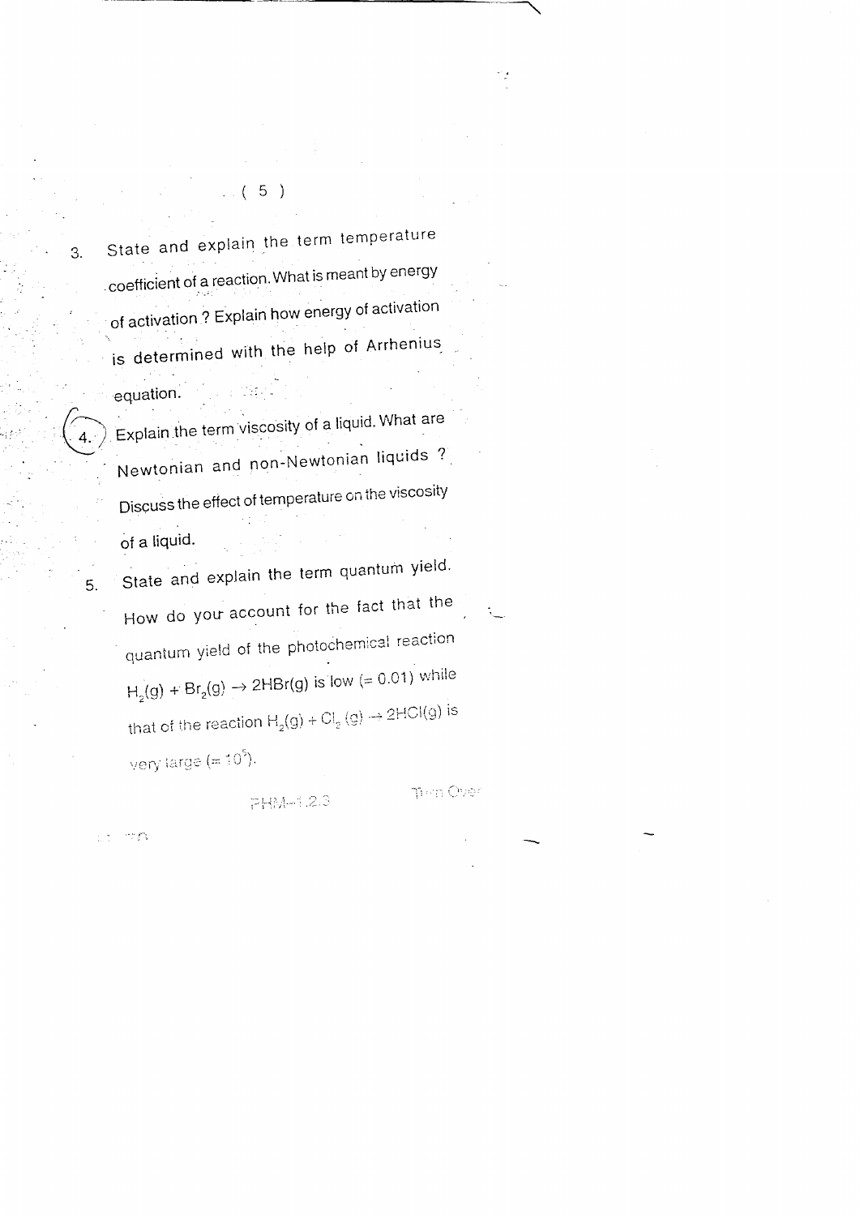3. State and explain the term temperature coefficient of a reaction. What is meant by energy of activation ? Explain how energy of activation is determined with the help of Arrhenius equation.

4. Explain the term viscosity of a liquid. What are Newtonian and non-Newtonian liquids ? Discuss the effect of temperature on the viscosity of a liquid.

5. State and explain the term quantum yield. How do your account for the fact that the quantum yield of the photochemical reaction $H_2(g) + Br_2(g) \rightarrow 2HBr(g)$ is low (= 0.01) while that of the reaction $H_2(g) + Cl_2(g) \rightarrow 2HCl(g)$ is very large (= $10^5$).

PHM-1.2.3

Turn Over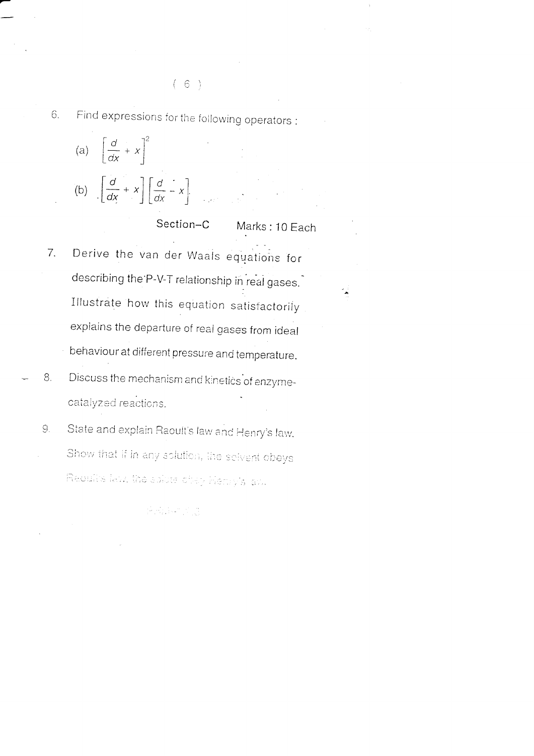6. Find expressions for the following operators :

(a) $\left[\dfrac{d}{dx} + x\right]^2$

(b) $\left[\dfrac{d}{dx} + x\right]\left[\dfrac{d}{dx} - x\right]$

## Section–C  Marks : 10 Each

7. Derive the van der Waals equations for describing the P-V-T relationship in real gases. Illustrate how this equation satisfactorily explains the departure of real gases from ideal behaviour at different pressure and temperature.

8. Discuss the mechanism and kinetics of enzyme-catalyzed reactions.

9. State and explain Raoult's law and Henry's law. Show that if in any solution, the solvent obeys Raoult's law, the solute obey Henry's law.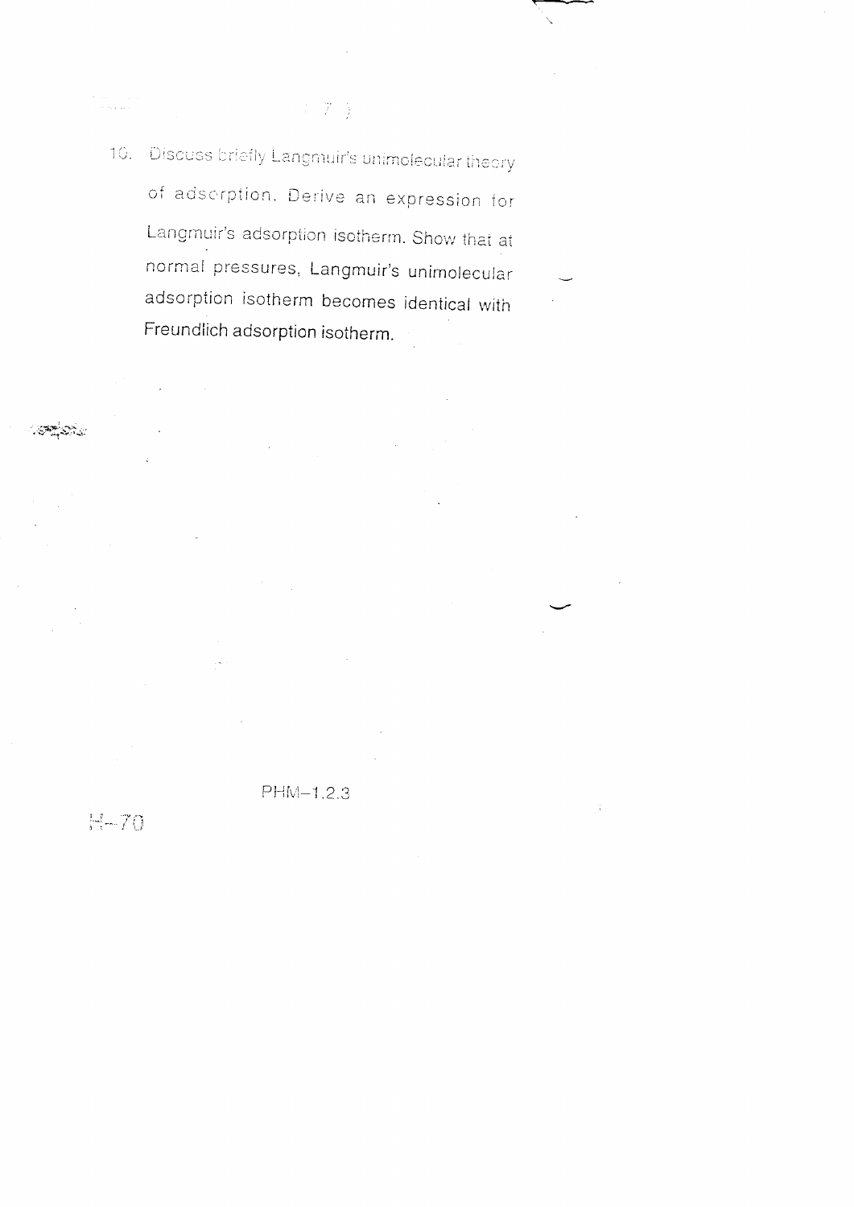10. Discuss briefly Langmuir's unimolecular theory of adsorption. Derive an expression for Langmuir's adsorption isotherm. Show that at normal pressures, Langmuir's unimolecular adsorption isotherm becomes identical with Freundlich adsorption isotherm.

PHM–1.2.3

H–70